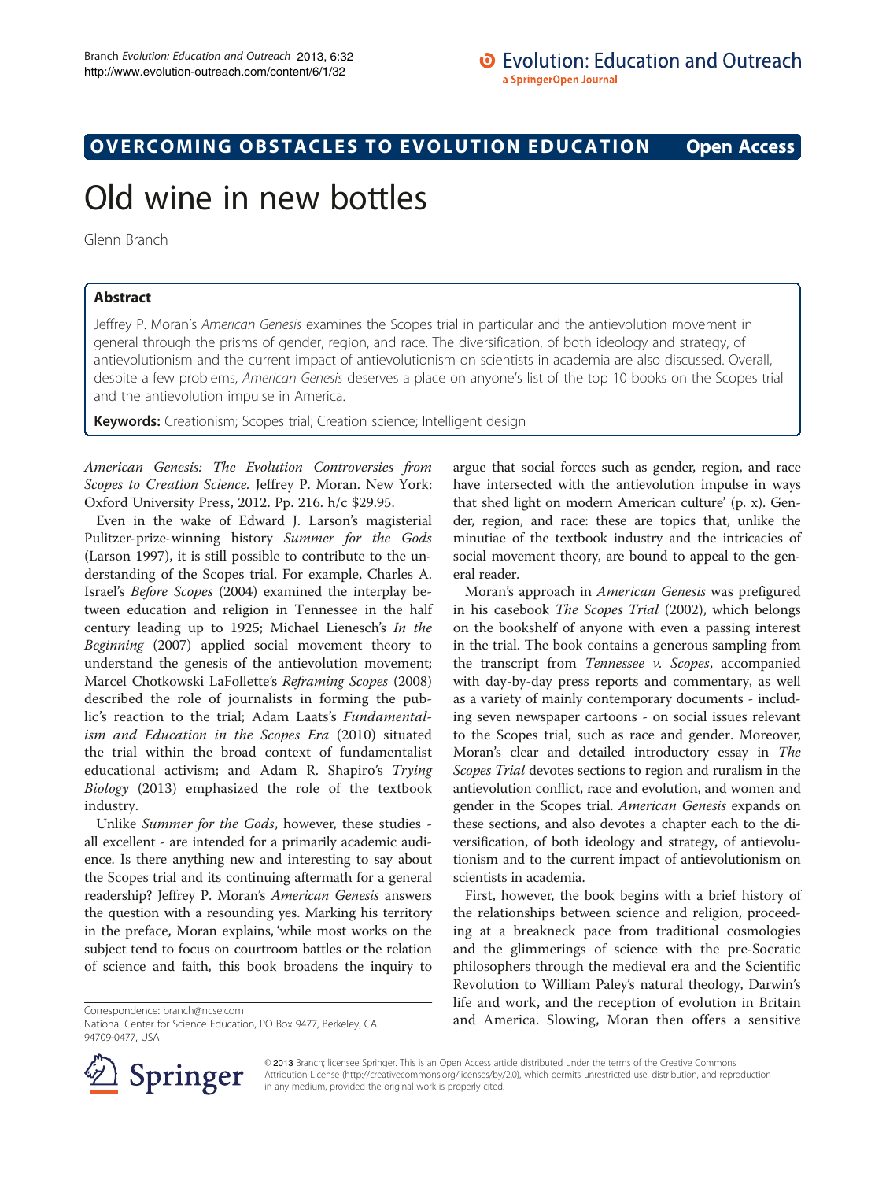OVERCOMING OBSTACLES TO EVOLUTION EDUCATION **Open Access**

# Old wine in new bottles

Glenn Branch

## Abstract

Jeffrey P. Moran's *American Genesis* examines the Scopes trial in particular and the antievolution movement in general through the prisms of gender, region, and race. The diversification, of both ideology and strategy, of antievolutionism and the current impact of antievolutionism on scientists in academia are also discussed. Overall, despite a few problems, *American Genesis* deserves a place on anyone's list of the top 10 books on the Scopes trial and the antievolution impulse in America.

**Keywords:** Creationism; Scopes trial; Creation science; Intelligent design

*American Genesis: The Evolution Controversies from Scopes to Creation Science.* Jeffrey P. Moran. New York: Oxford University Press, 2012. Pp. 216. h/c $29.95.

Even in the wake of Edward J. Larson's magisterial Pulitzer-prize-winning history *Summer for the Gods* (Larson 1997), it is still possible to contribute to the understanding of the Scopes trial. For example, Charles A. Israel's *Before Scopes* (2004) examined the interplay between education and religion in Tennessee in the half century leading up to 1925; Michael Lienesch's *In the Beginning* (2007) applied social movement theory to understand the genesis of the antievolution movement; Marcel Chotkowski LaFollette's *Reframing Scopes* (2008) described the role of journalists in forming the public's reaction to the trial; Adam Laats's *Fundamentalism and Education in the Scopes Era* (2010) situated the trial within the broad context of fundamentalist educational activism; and Adam R. Shapiro's *Trying Biology* (2013) emphasized the role of the textbook industry.

Unlike *Summer for the Gods*, however, these studies - all excellent - are intended for a primarily academic audience. Is there anything new and interesting to say about the Scopes trial and its continuing aftermath for a general readership? Jeffrey P. Moran's *American Genesis* answers the question with a resounding yes. Marking his territory in the preface, Moran explains, 'while most works on the subject tend to focus on courtroom battles or the relation of science and faith, this book broadens the inquiry to argue that social forces such as gender, region, and race have intersected with the antievolution impulse in ways that shed light on modern American culture' (p. x). Gender, region, and race: these are topics that, unlike the minutiae of the textbook industry and the intricacies of social movement theory, are bound to appeal to the general reader.

Moran's approach in *American Genesis* was prefigured in his casebook *The Scopes Trial* (2002), which belongs on the bookshelf of anyone with even a passing interest in the trial. The book contains a generous sampling from the transcript from *Tennessee v. Scopes*, accompanied with day-by-day press reports and commentary, as well as a variety of mainly contemporary documents - including seven newspaper cartoons - on social issues relevant to the Scopes trial, such as race and gender. Moreover, Moran's clear and detailed introductory essay in *The Scopes Trial* devotes sections to region and ruralism in the antievolution conflict, race and evolution, and women and gender in the Scopes trial. *American Genesis* expands on these sections, and also devotes a chapter each to the diversification, of both ideology and strategy, of antievolutionism and to the current impact of antievolutionism on scientists in academia.

First, however, the book begins with a brief history of the relationships between science and religion, proceeding at a breakneck pace from traditional cosmologies and the glimmerings of science with the pre-Socratic philosophers through the medieval era and the Scientific Revolution to William Paley's natural theology, Darwin's life and work, and the reception of evolution in Britain and America. Slowing, Moran then offers a sensitive

Correspondence: branch@ncse.com
National Center for Science Education, PO Box 9477, Berkeley, CA 94709-0477, USA

© 2013 Branch; licensee Springer. This is an Open Access article distributed under the terms of the Creative Commons Attribution License (http://creativecommons.org/licenses/by/2.0), which permits unrestricted use, distribution, and reproduction in any medium, provided the original work is properly cited.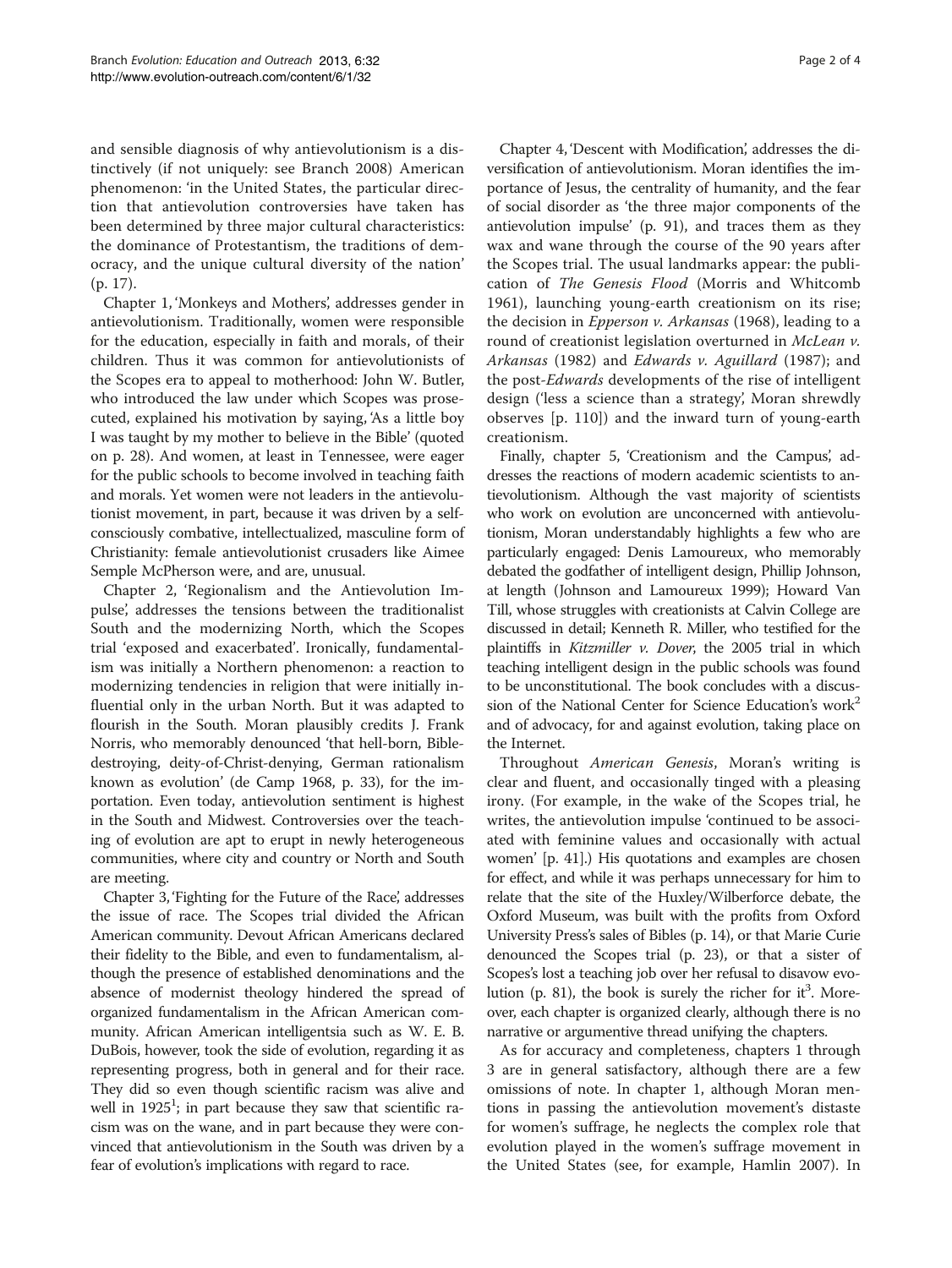and sensible diagnosis of why antievolutionism is a distinctively (if not uniquely: see Branch 2008) American phenomenon: 'in the United States, the particular direction that antievolution controversies have taken has been determined by three major cultural characteristics: the dominance of Protestantism, the traditions of democracy, and the unique cultural diversity of the nation' (p. 17).

Chapter 1, 'Monkeys and Mothers', addresses gender in antievolutionism. Traditionally, women were responsible for the education, especially in faith and morals, of their children. Thus it was common for antievolutionists of the Scopes era to appeal to motherhood: John W. Butler, who introduced the law under which Scopes was prosecuted, explained his motivation by saying, 'As a little boy I was taught by my mother to believe in the Bible' (quoted on p. 28). And women, at least in Tennessee, were eager for the public schools to become involved in teaching faith and morals. Yet women were not leaders in the antievolutionist movement, in part, because it was driven by a self-consciously combative, intellectualized, masculine form of Christianity: female antievolutionist crusaders like Aimee Semple McPherson were, and are, unusual.

Chapter 2, 'Regionalism and the Antievolution Impulse', addresses the tensions between the traditionalist South and the modernizing North, which the Scopes trial 'exposed and exacerbated'. Ironically, fundamentalism was initially a Northern phenomenon: a reaction to modernizing tendencies in religion that were initially influential only in the urban North. But it was adapted to flourish in the South. Moran plausibly credits J. Frank Norris, who memorably denounced 'that hell-born, Bible-destroying, deity-of-Christ-denying, German rationalism known as evolution' (de Camp 1968, p. 33), for the importation. Even today, antievolution sentiment is highest in the South and Midwest. Controversies over the teaching of evolution are apt to erupt in newly heterogeneous communities, where city and country or North and South are meeting.

Chapter 3, 'Fighting for the Future of the Race', addresses the issue of race. The Scopes trial divided the African American community. Devout African Americans declared their fidelity to the Bible, and even to fundamentalism, although the presence of established denominations and the absence of modernist theology hindered the spread of organized fundamentalism in the African American community. African American intelligentsia such as W. E. B. DuBois, however, took the side of evolution, regarding it as representing progress, both in general and for their race. They did so even though scientific racism was alive and well in 1925[1]; in part because they saw that scientific racism was on the wane, and in part because they were convinced that antievolutionism in the South was driven by a fear of evolution's implications with regard to race.

Chapter 4, 'Descent with Modification', addresses the diversification of antievolutionism. Moran identifies the importance of Jesus, the centrality of humanity, and the fear of social disorder as 'the three major components of the antievolution impulse' (p. 91), and traces them as they wax and wane through the course of the 90 years after the Scopes trial. The usual landmarks appear: the publication of *The Genesis Flood* (Morris and Whitcomb 1961), launching young-earth creationism on its rise; the decision in *Epperson v. Arkansas* (1968), leading to a round of creationist legislation overturned in *McLean v. Arkansas* (1982) and *Edwards v. Aguillard* (1987); and the post-*Edwards* developments of the rise of intelligent design ('less a science than a strategy', Moran shrewdly observes [p. 110]) and the inward turn of young-earth creationism.

Finally, chapter 5, 'Creationism and the Campus', addresses the reactions of modern academic scientists to antievolutionism. Although the vast majority of scientists who work on evolution are unconcerned with antievolutionism, Moran understandably highlights a few who are particularly engaged: Denis Lamoureux, who memorably debated the godfather of intelligent design, Phillip Johnson, at length (Johnson and Lamoureux 1999); Howard Van Till, whose struggles with creationists at Calvin College are discussed in detail; Kenneth R. Miller, who testified for the plaintiffs in *Kitzmiller v. Dover*, the 2005 trial in which teaching intelligent design in the public schools was found to be unconstitutional. The book concludes with a discussion of the National Center for Science Education's work[2] and of advocacy, for and against evolution, taking place on the Internet.

Throughout *American Genesis*, Moran's writing is clear and fluent, and occasionally tinged with a pleasing irony. (For example, in the wake of the Scopes trial, he writes, the antievolution impulse 'continued to be associated with feminine values and occasionally with actual women' [p. 41].) His quotations and examples are chosen for effect, and while it was perhaps unnecessary for him to relate that the site of the Huxley/Wilberforce debate, the Oxford Museum, was built with the profits from Oxford University Press's sales of Bibles (p. 14), or that Marie Curie denounced the Scopes trial (p. 23), or that a sister of Scopes's lost a teaching job over her refusal to disavow evolution (p. 81), the book is surely the richer for it[3]. Moreover, each chapter is organized clearly, although there is no narrative or argumentive thread unifying the chapters.

As for accuracy and completeness, chapters 1 through 3 are in general satisfactory, although there are a few omissions of note. In chapter 1, although Moran mentions in passing the antievolution movement's distaste for women's suffrage, he neglects the complex role that evolution played in the women's suffrage movement in the United States (see, for example, Hamlin 2007). In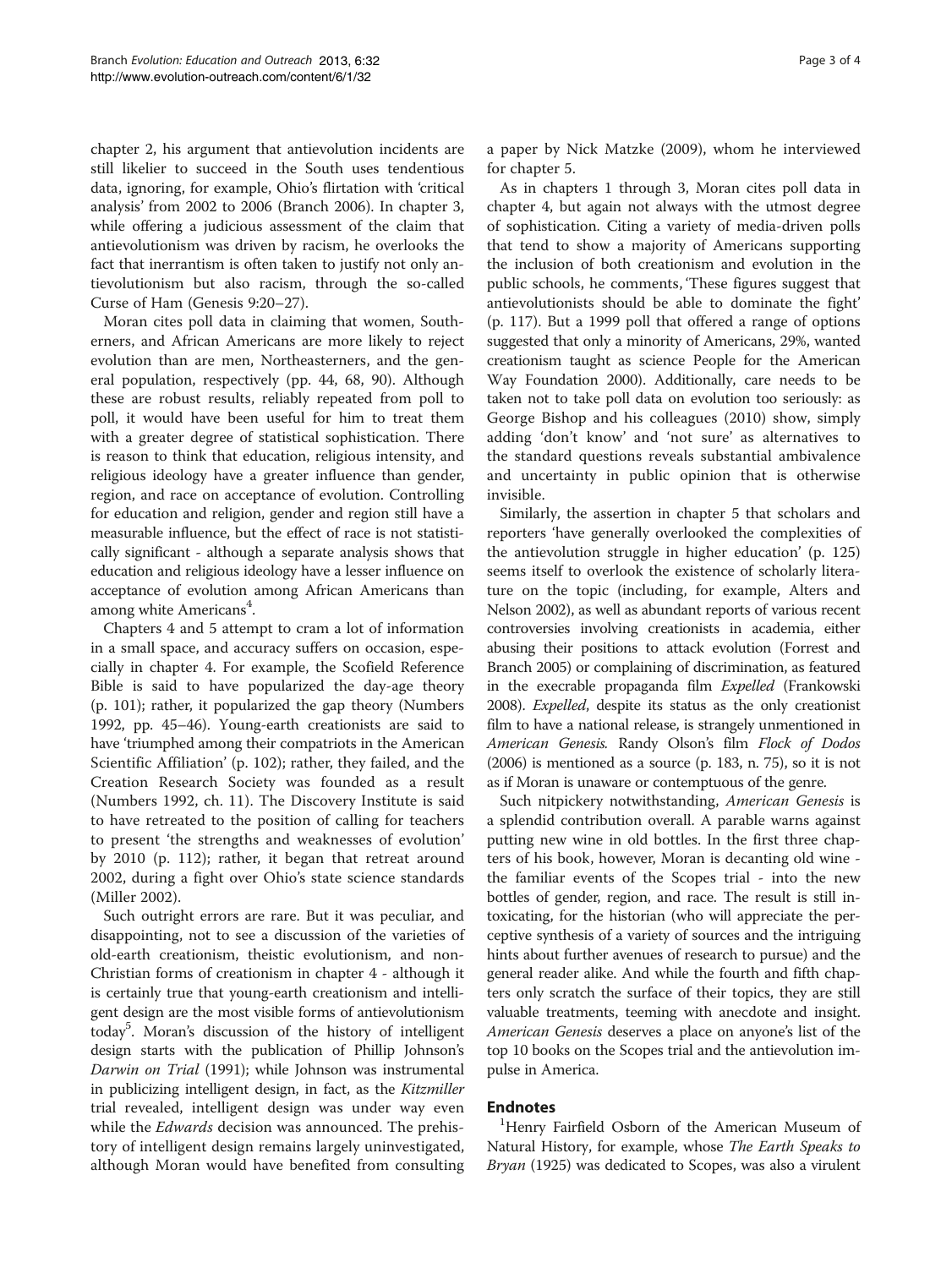chapter 2, his argument that antievolution incidents are still likelier to succeed in the South uses tendentious data, ignoring, for example, Ohio's flirtation with 'critical analysis' from 2002 to 2006 (Branch 2006). In chapter 3, while offering a judicious assessment of the claim that antievolutionism was driven by racism, he overlooks the fact that inerrantism is often taken to justify not only antievolutionism but also racism, through the so-called Curse of Ham (Genesis 9:20–27).

Moran cites poll data in claiming that women, Southerners, and African Americans are more likely to reject evolution than are men, Northeasterners, and the general population, respectively (pp. 44, 68, 90). Although these are robust results, reliably repeated from poll to poll, it would have been useful for him to treat them with a greater degree of statistical sophistication. There is reason to think that education, religious intensity, and religious ideology have a greater influence than gender, region, and race on acceptance of evolution. Controlling for education and religion, gender and region still have a measurable influence, but the effect of race is not statistically significant - although a separate analysis shows that education and religious ideology have a lesser influence on acceptance of evolution among African Americans than among white Americans[4].

Chapters 4 and 5 attempt to cram a lot of information in a small space, and accuracy suffers on occasion, especially in chapter 4. For example, the Scofield Reference Bible is said to have popularized the day-age theory (p. 101); rather, it popularized the gap theory (Numbers 1992, pp. 45–46). Young-earth creationists are said to have 'triumphed among their compatriots in the American Scientific Affiliation' (p. 102); rather, they failed, and the Creation Research Society was founded as a result (Numbers 1992, ch. 11). The Discovery Institute is said to have retreated to the position of calling for teachers to present 'the strengths and weaknesses of evolution' by 2010 (p. 112); rather, it began that retreat around 2002, during a fight over Ohio's state science standards (Miller 2002).

Such outright errors are rare. But it was peculiar, and disappointing, not to see a discussion of the varieties of old-earth creationism, theistic evolutionism, and non-Christian forms of creationism in chapter 4 - although it is certainly true that young-earth creationism and intelligent design are the most visible forms of antievolutionism today[5]. Moran's discussion of the history of intelligent design starts with the publication of Phillip Johnson's *Darwin on Trial* (1991); while Johnson was instrumental in publicizing intelligent design, in fact, as the *Kitzmiller* trial revealed, intelligent design was under way even while the *Edwards* decision was announced. The prehistory of intelligent design remains largely uninvestigated, although Moran would have benefited from consulting a paper by Nick Matzke (2009), whom he interviewed for chapter 5.

As in chapters 1 through 3, Moran cites poll data in chapter 4, but again not always with the utmost degree of sophistication. Citing a variety of media-driven polls that tend to show a majority of Americans supporting the inclusion of both creationism and evolution in the public schools, he comments, 'These figures suggest that antievolutionists should be able to dominate the fight' (p. 117). But a 1999 poll that offered a range of options suggested that only a minority of Americans, 29%, wanted creationism taught as science People for the American Way Foundation 2000). Additionally, care needs to be taken not to take poll data on evolution too seriously: as George Bishop and his colleagues (2010) show, simply adding 'don't know' and 'not sure' as alternatives to the standard questions reveals substantial ambivalence and uncertainty in public opinion that is otherwise invisible.

Similarly, the assertion in chapter 5 that scholars and reporters 'have generally overlooked the complexities of the antievolution struggle in higher education' (p. 125) seems itself to overlook the existence of scholarly literature on the topic (including, for example, Alters and Nelson 2002), as well as abundant reports of various recent controversies involving creationists in academia, either abusing their positions to attack evolution (Forrest and Branch 2005) or complaining of discrimination, as featured in the execrable propaganda film *Expelled* (Frankowski 2008). *Expelled*, despite its status as the only creationist film to have a national release, is strangely unmentioned in *American Genesis.* Randy Olson's film *Flock of Dodos* (2006) is mentioned as a source (p. 183, n. 75), so it is not as if Moran is unaware or contemptuous of the genre.

Such nitpickery notwithstanding, *American Genesis* is a splendid contribution overall. A parable warns against putting new wine in old bottles. In the first three chapters of his book, however, Moran is decanting old wine - the familiar events of the Scopes trial - into the new bottles of gender, region, and race. The result is still intoxicating, for the historian (who will appreciate the perceptive synthesis of a variety of sources and the intriguing hints about further avenues of research to pursue) and the general reader alike. And while the fourth and fifth chapters only scratch the surface of their topics, they are still valuable treatments, teeming with anecdote and insight. *American Genesis* deserves a place on anyone's list of the top 10 books on the Scopes trial and the antievolution impulse in America.

## Endnotes

[1]Henry Fairfield Osborn of the American Museum of Natural History, for example, whose *The Earth Speaks to Bryan* (1925) was dedicated to Scopes, was also a virulent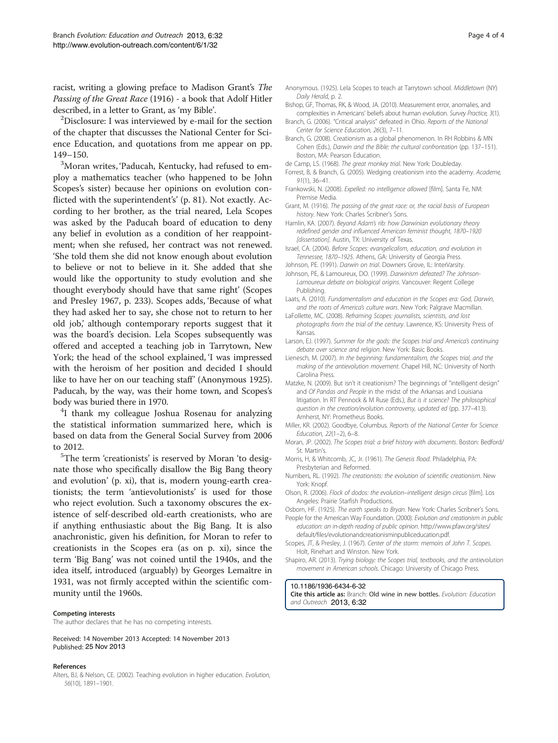racist, writing a glowing preface to Madison Grant's *The Passing of the Great Race* (1916) - a book that Adolf Hitler described, in a letter to Grant, as 'my Bible'.

[2]Disclosure: I was interviewed by e-mail for the section of the chapter that discusses the National Center for Science Education, and quotations from me appear on pp. 149–150.

[3]Moran writes, 'Paducah, Kentucky, had refused to employ a mathematics teacher (who happened to be John Scopes's sister) because her opinions on evolution conflicted with the superintendent's' (p. 81). Not exactly. According to her brother, as the trial neared, Lela Scopes was asked by the Paducah board of education to deny any belief in evolution as a condition of her reappointment; when she refused, her contract was not renewed. 'She told them she did not know enough about evolution to believe or not to believe in it. She added that she would like the opportunity to study evolution and she thought everybody should have that same right' (Scopes and Presley 1967, p. 233). Scopes adds, 'Because of what they had asked her to say, she chose not to return to her old job,' although contemporary reports suggest that it was the board's decision. Lela Scopes subsequently was offered and accepted a teaching job in Tarrytown, New York; the head of the school explained, 'I was impressed with the heroism of her position and decided I should like to have her on our teaching staff' (Anonymous 1925). Paducah, by the way, was their home town, and Scopes's body was buried there in 1970.

[4]I thank my colleague Joshua Rosenau for analyzing the statistical information summarized here, which is based on data from the General Social Survey from 2006 to 2012.

[5]The term 'creationists' is reserved by Moran 'to designate those who specifically disallow the Big Bang theory and evolution' (p. xi), that is, modern young-earth creationists; the term 'antievolutionists' is used for those who reject evolution. Such a taxonomy obscures the existence of self-described old-earth creationists, who are if anything enthusiastic about the Big Bang. It is also anachronistic, given his definition, for Moran to refer to creationists in the Scopes era (as on p. xi), since the term 'Big Bang' was not coined until the 1940s, and the idea itself, introduced (arguably) by Georges Lemaître in 1931, was not firmly accepted within the scientific community until the 1960s.

#### Competing interests

The author declares that he has no competing interests.

Received: 14 November 2013 Accepted: 14 November 2013
Published: 25 Nov 2013

#### References

Alters, BJ, & Nelson, CE. (2002). Teaching evolution in higher education. *Evolution, 56*(10), 1891–1901.

Anonymous. (1925). Lela Scopes to teach at Tarrytown school. *Middletown* (NY) *Daily Herald*, p. 2.

Bishop, GF, Thomas, RK, & Wood, JA. (2010). Measurement error, anomalies, and complexities in Americans' beliefs about human evolution. *Survey Practice, 3*(1).

Branch, G. (2006). "Critical analysis" defeated in Ohio. *Reports of the National Center for Science Education, 26*(3), 7–11.

Branch, G. (2008). Creationism as a global phenomenon. In RH Robbins & MN Cohen (Eds.), *Darwin and the Bible: the cultural confrontation* (pp. 137–151). Boston, MA: Pearson Education.

de Camp, LS. (1968). *The great monkey trial*. New York: Doubleday.

Forrest, B, & Branch, G. (2005). Wedging creationism into the academy. *Academe, 91*(1), 36–41.

Frankowski, N. (2008). *Expelled: no intelligence allowed* [film]. Santa Fe, NM: Premise Media.

Grant, M. (1916). *The passing of the great race: or, the racial basis of European history*. New York: Charles Scribner's Sons.

Hamlin, KA. (2007). *Beyond Adam's rib: how Darwinian evolutionary theory redefined gender and influenced American feminist thought, 1870–1920 [dissertation]*. Austin, TX: University of Texas.

Israel, CA. (2004). *Before Scopes: evangelicalism, education, and evolution in Tennessee, 1870–1925*. Athens, GA: University of Georgia Press.

Johnson, PE. (1991). *Darwin on trial*. Downers Grove, IL: InterVarsity.

Johnson, PE, & Lamoureux, DO. (1999). *Darwinism defeated? The Johnson-Lamoureux debate on biological origins*. Vancouver: Regent College Publishing.

Laats, A. (2010). *Fundamentalism and education in the Scopes era: God, Darwin, and the roots of America's culture wars*. New York: Palgrave Macmillan.

LaFollette, MC. (2008). *Reframing Scopes: journalists, scientists, and lost photographs from the trial of the century*. Lawrence, KS: University Press of Kansas.

Larson, EJ. (1997). *Summer for the gods: the Scopes trial and America's continuing debate over science and religion*. New York: Basic Books.

Lienesch, M. (2007). *In the beginning: fundamentalism, the Scopes trial, and the making of the antievolution movement*. Chapel Hill, NC: University of North Carolina Press.

Matzke, N. (2009). But isn't it creationism? The beginnings of "intelligent design" and *Of Pandas and People* in the midst of the Arkansas and Louisiana litigation. In RT Pennock & M Ruse (Eds.), *But is it science? The philosophical question in the creation/evolution controversy, updated ed* (pp. 377–413). Amherst, NY: Prometheus Books.

Miller, KR. (2002). Goodbye, Columbus. *Reports of the National Center for Science Education, 22*(1–2), 6–8.

Moran, JP. (2002). *The Scopes trial: a brief history with documents*. Boston: Bedford/St. Martin's.

Morris, H, & Whitcomb, JC, Jr. (1961). *The Genesis flood*. Philadelphia, PA: Presbyterian and Reformed.

Numbers, RL. (1992). *The creationists: the evolution of scientific creationism*. New York: Knopf.

Olson, R. (2006). *Flock of dodos: the evolution–intelligent design circus* [film]. Los Angeles: Prairie Starfish Productions.

Osborn, HF. (1925). *The earth speaks to Bryan*. New York: Charles Scribner's Sons.

People for the American Way Foundation. (2000). *Evolution and creationism in public education: an in-depth reading of public opinion*. http://www.pfaw.org/sites/default/files/evolutionandcreationisminpubliceducation.pdf.

Scopes, JT, & Presley, J. (1967). *Center of the storm: memoirs of John T. Scopes*. Holt, Rinehart and Winston. New York.

Shapiro, AR. (2013). *Trying biology: the Scopes trial, textbooks, and the antievolution movement in American schools*. Chicago: University of Chicago Press.

10.1186/1936-6434-6-32
**Cite this article as:** Branch: Old wine in new bottles. *Evolution: Education and Outreach* 2013, 6:32